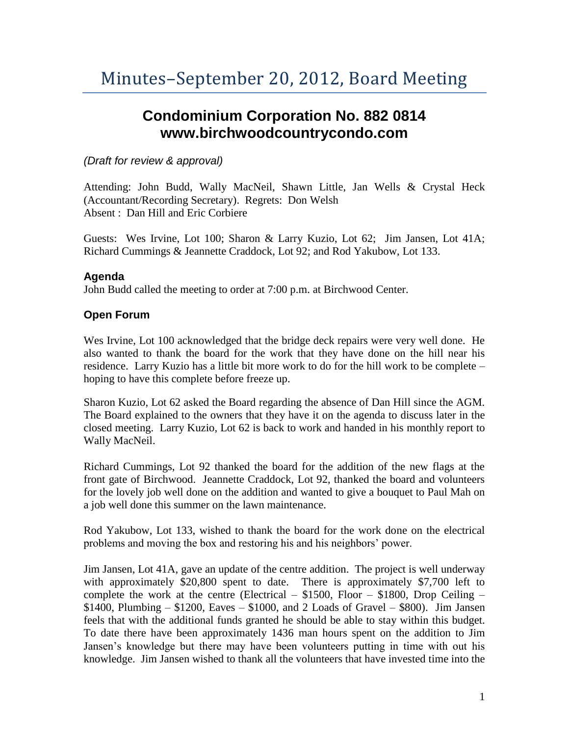# Minutes–September 20, 2012, Board Meeting

## Condominium Corporation No. 882 0814
## www.birchwoodcountrycondo.com

*(Draft for review & approval)*

Attending: John Budd, Wally MacNeil, Shawn Little, Jan Wells & Crystal Heck (Accountant/Recording Secretary). Regrets: Don Welsh
Absent : Dan Hill and Eric Corbiere

Guests: Wes Irvine, Lot 100; Sharon & Larry Kuzio, Lot 62; Jim Jansen, Lot 41A; Richard Cummings & Jeannette Craddock, Lot 92; and Rod Yakubow, Lot 133.

### Agenda

John Budd called the meeting to order at 7:00 p.m. at Birchwood Center.

### Open Forum

Wes Irvine, Lot 100 acknowledged that the bridge deck repairs were very well done. He also wanted to thank the board for the work that they have done on the hill near his residence. Larry Kuzio has a little bit more work to do for the hill work to be complete – hoping to have this complete before freeze up.

Sharon Kuzio, Lot 62 asked the Board regarding the absence of Dan Hill since the AGM. The Board explained to the owners that they have it on the agenda to discuss later in the closed meeting. Larry Kuzio, Lot 62 is back to work and handed in his monthly report to Wally MacNeil.

Richard Cummings, Lot 92 thanked the board for the addition of the new flags at the front gate of Birchwood. Jeannette Craddock, Lot 92, thanked the board and volunteers for the lovely job well done on the addition and wanted to give a bouquet to Paul Mah on a job well done this summer on the lawn maintenance.

Rod Yakubow, Lot 133, wished to thank the board for the work done on the electrical problems and moving the box and restoring his and his neighbors' power.

Jim Jansen, Lot 41A, gave an update of the centre addition. The project is well underway with approximately $20,800 spent to date. There is approximately $7,700 left to complete the work at the centre (Electrical – $1500, Floor – $1800, Drop Ceiling – $1400, Plumbing – $1200, Eaves – $1000, and 2 Loads of Gravel – $800). Jim Jansen feels that with the additional funds granted he should be able to stay within this budget. To date there have been approximately 1436 man hours spent on the addition to Jim Jansen's knowledge but there may have been volunteers putting in time with out his knowledge. Jim Jansen wished to thank all the volunteers that have invested time into the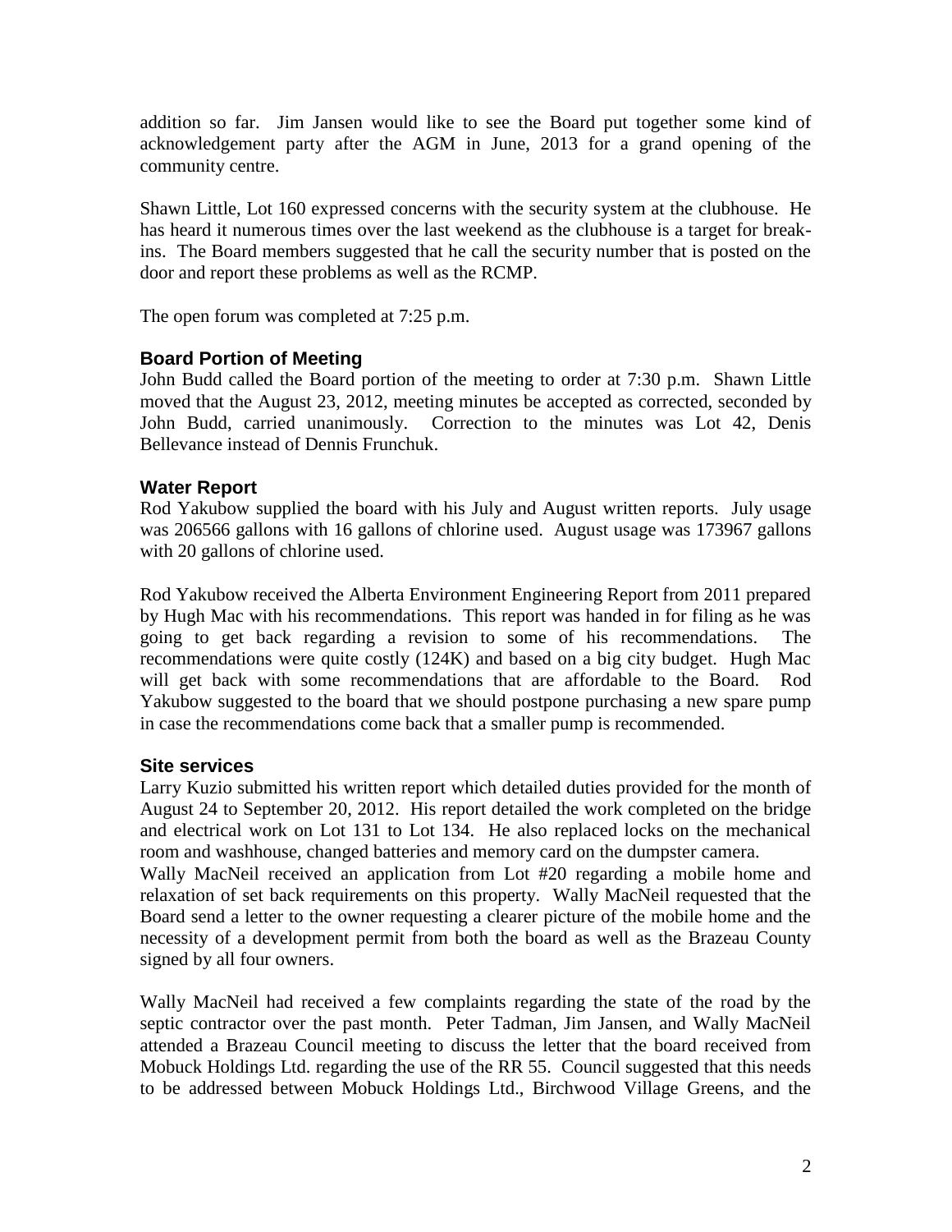addition so far. Jim Jansen would like to see the Board put together some kind of acknowledgement party after the AGM in June, 2013 for a grand opening of the community centre.

Shawn Little, Lot 160 expressed concerns with the security system at the clubhouse. He has heard it numerous times over the last weekend as the clubhouse is a target for break-ins. The Board members suggested that he call the security number that is posted on the door and report these problems as well as the RCMP.

The open forum was completed at 7:25 p.m.

### Board Portion of Meeting

John Budd called the Board portion of the meeting to order at 7:30 p.m. Shawn Little moved that the August 23, 2012, meeting minutes be accepted as corrected, seconded by John Budd, carried unanimously. Correction to the minutes was Lot 42, Denis Bellevance instead of Dennis Frunchuk.

### Water Report

Rod Yakubow supplied the board with his July and August written reports. July usage was 206566 gallons with 16 gallons of chlorine used. August usage was 173967 gallons with 20 gallons of chlorine used.

Rod Yakubow received the Alberta Environment Engineering Report from 2011 prepared by Hugh Mac with his recommendations. This report was handed in for filing as he was going to get back regarding a revision to some of his recommendations. The recommendations were quite costly (124K) and based on a big city budget. Hugh Mac will get back with some recommendations that are affordable to the Board. Rod Yakubow suggested to the board that we should postpone purchasing a new spare pump in case the recommendations come back that a smaller pump is recommended.

### Site services

Larry Kuzio submitted his written report which detailed duties provided for the month of August 24 to September 20, 2012. His report detailed the work completed on the bridge and electrical work on Lot 131 to Lot 134. He also replaced locks on the mechanical room and washhouse, changed batteries and memory card on the dumpster camera.
Wally MacNeil received an application from Lot #20 regarding a mobile home and relaxation of set back requirements on this property. Wally MacNeil requested that the Board send a letter to the owner requesting a clearer picture of the mobile home and the necessity of a development permit from both the board as well as the Brazeau County signed by all four owners.

Wally MacNeil had received a few complaints regarding the state of the road by the septic contractor over the past month. Peter Tadman, Jim Jansen, and Wally MacNeil attended a Brazeau Council meeting to discuss the letter that the board received from Mobuck Holdings Ltd. regarding the use of the RR 55. Council suggested that this needs to be addressed between Mobuck Holdings Ltd., Birchwood Village Greens, and the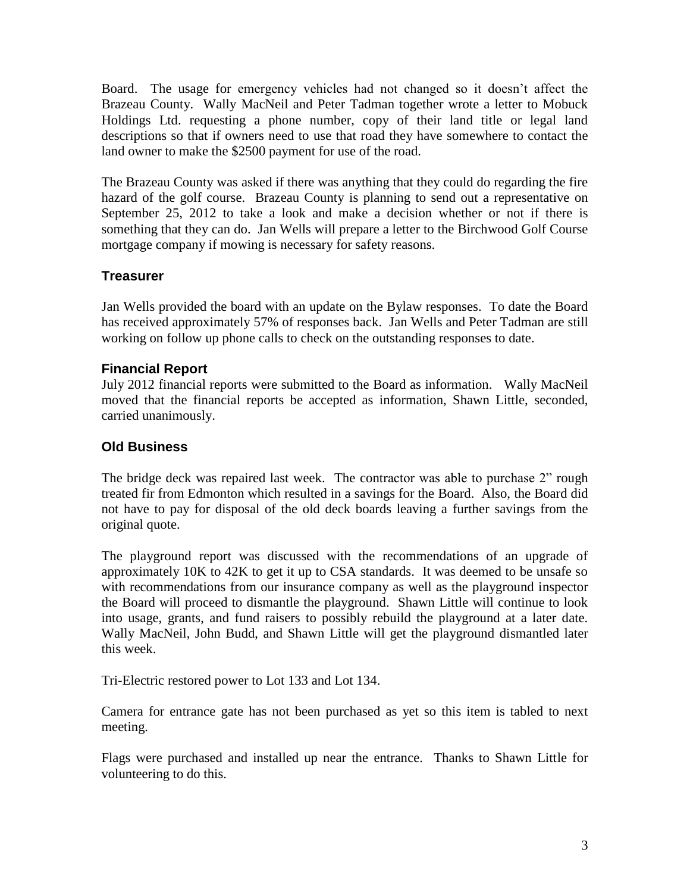Board. The usage for emergency vehicles had not changed so it doesn't affect the Brazeau County. Wally MacNeil and Peter Tadman together wrote a letter to Mobuck Holdings Ltd. requesting a phone number, copy of their land title or legal land descriptions so that if owners need to use that road they have somewhere to contact the land owner to make the $2500 payment for use of the road.

The Brazeau County was asked if there was anything that they could do regarding the fire hazard of the golf course. Brazeau County is planning to send out a representative on September 25, 2012 to take a look and make a decision whether or not if there is something that they can do. Jan Wells will prepare a letter to the Birchwood Golf Course mortgage company if mowing is necessary for safety reasons.

## Treasurer

Jan Wells provided the board with an update on the Bylaw responses. To date the Board has received approximately 57% of responses back. Jan Wells and Peter Tadman are still working on follow up phone calls to check on the outstanding responses to date.

## Financial Report

July 2012 financial reports were submitted to the Board as information. Wally MacNeil moved that the financial reports be accepted as information, Shawn Little, seconded, carried unanimously.

## Old Business

The bridge deck was repaired last week. The contractor was able to purchase 2" rough treated fir from Edmonton which resulted in a savings for the Board. Also, the Board did not have to pay for disposal of the old deck boards leaving a further savings from the original quote.

The playground report was discussed with the recommendations of an upgrade of approximately 10K to 42K to get it up to CSA standards. It was deemed to be unsafe so with recommendations from our insurance company as well as the playground inspector the Board will proceed to dismantle the playground. Shawn Little will continue to look into usage, grants, and fund raisers to possibly rebuild the playground at a later date. Wally MacNeil, John Budd, and Shawn Little will get the playground dismantled later this week.

Tri-Electric restored power to Lot 133 and Lot 134.

Camera for entrance gate has not been purchased as yet so this item is tabled to next meeting.

Flags were purchased and installed up near the entrance. Thanks to Shawn Little for volunteering to do this.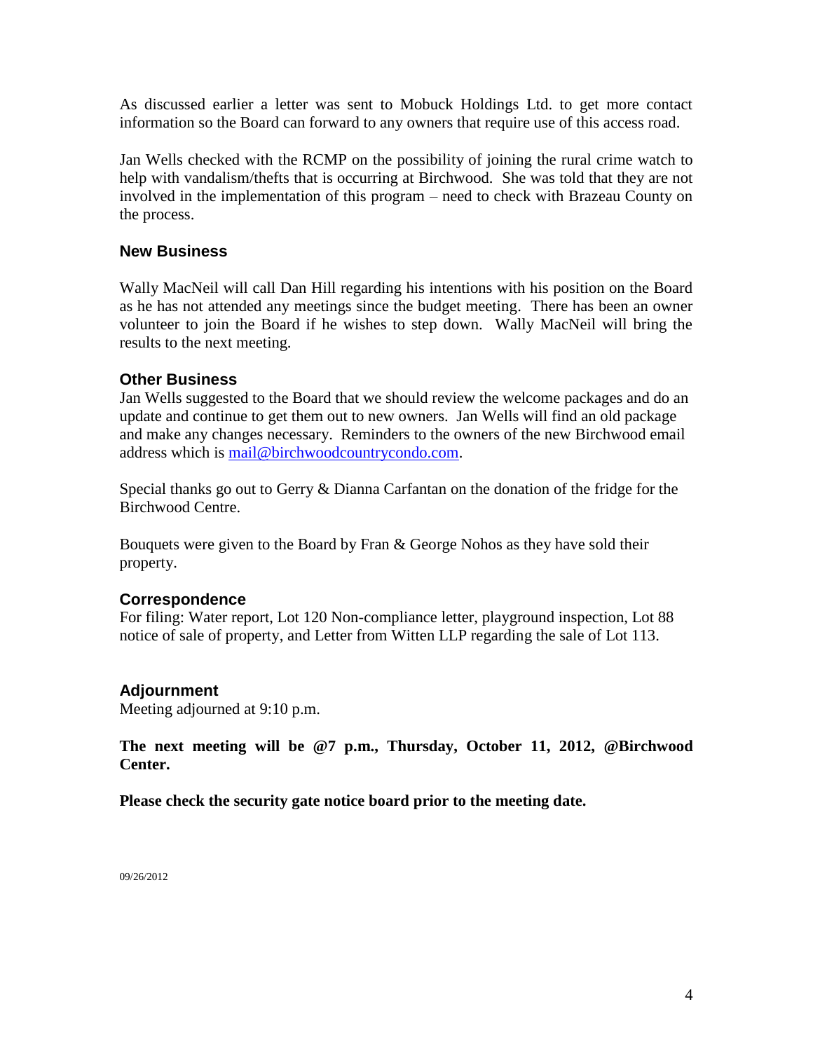As discussed earlier a letter was sent to Mobuck Holdings Ltd. to get more contact information so the Board can forward to any owners that require use of this access road.

Jan Wells checked with the RCMP on the possibility of joining the rural crime watch to help with vandalism/thefts that is occurring at Birchwood. She was told that they are not involved in the implementation of this program – need to check with Brazeau County on the process.

### New Business

Wally MacNeil will call Dan Hill regarding his intentions with his position on the Board as he has not attended any meetings since the budget meeting. There has been an owner volunteer to join the Board if he wishes to step down. Wally MacNeil will bring the results to the next meeting.

### Other Business

Jan Wells suggested to the Board that we should review the welcome packages and do an update and continue to get them out to new owners. Jan Wells will find an old package and make any changes necessary. Reminders to the owners of the new Birchwood email address which is mail@birchwoodcountrycondo.com.

Special thanks go out to Gerry & Dianna Carfantan on the donation of the fridge for the Birchwood Centre.

Bouquets were given to the Board by Fran & George Nohos as they have sold their property.

### Correspondence

For filing: Water report, Lot 120 Non-compliance letter, playground inspection, Lot 88 notice of sale of property, and Letter from Witten LLP regarding the sale of Lot 113.

### Adjournment

Meeting adjourned at 9:10 p.m.

**The next meeting will be @7 p.m., Thursday, October 11, 2012, @Birchwood Center.**

**Please check the security gate notice board prior to the meeting date.**

09/26/2012